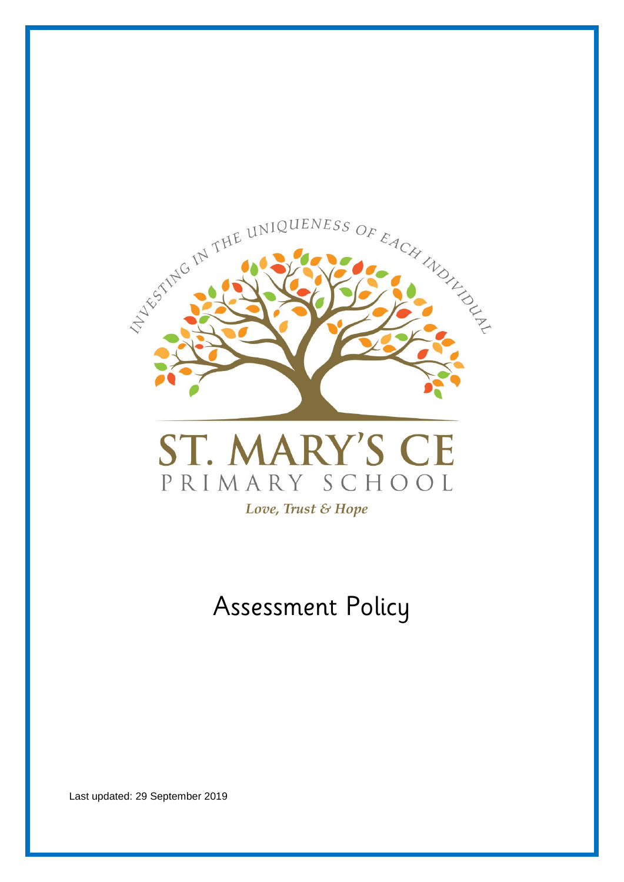INVESTING IN THE UNIQUENESS OF EACH INDIVIDUAL

ST. MARY'S CE

PRIMARY SCHOOL

*Love, Trust & Hope*

# Assessment Policy

Last updated: 29 September 2019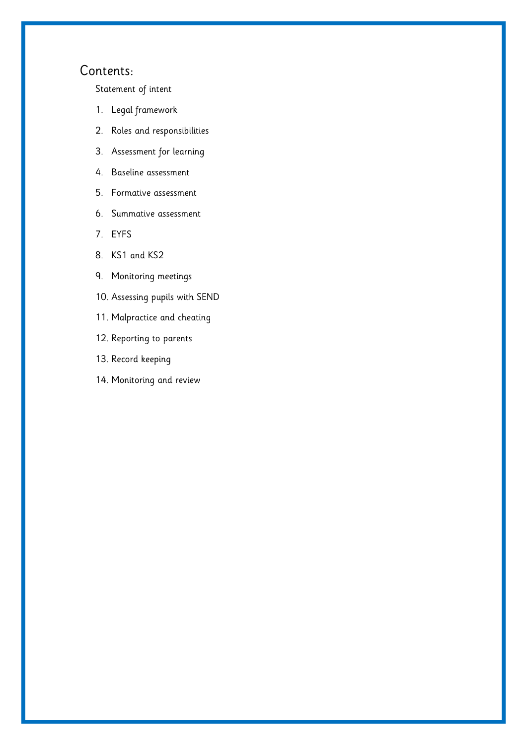## Contents:

Statement of intent

1. Legal framework
2. Roles and responsibilities
3. Assessment for learning
4. Baseline assessment
5. Formative assessment
6. Summative assessment
7. EYFS
8. KS1 and KS2
9. Monitoring meetings
10. Assessing pupils with SEND
11. Malpractice and cheating
12. Reporting to parents
13. Record keeping
14. Monitoring and review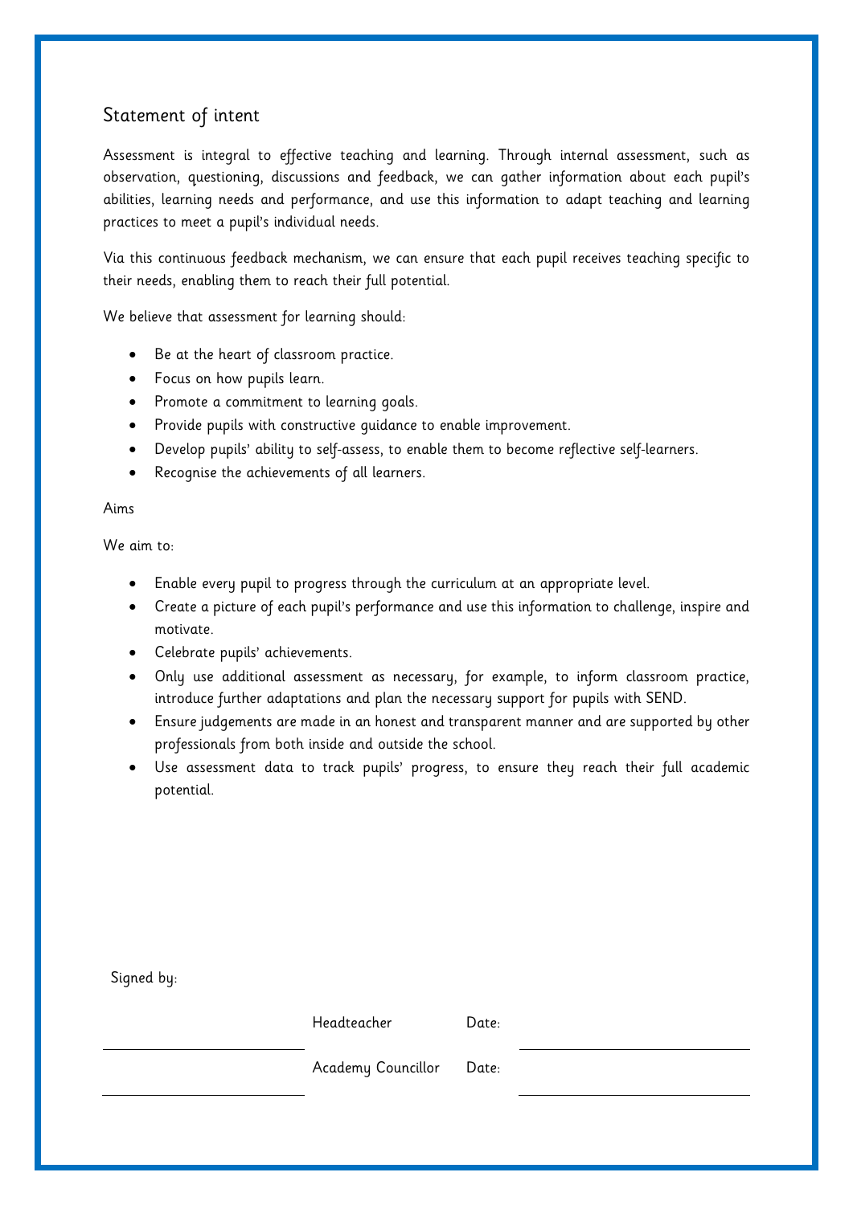## Statement of intent

Assessment is integral to effective teaching and learning. Through internal assessment, such as observation, questioning, discussions and feedback, we can gather information about each pupil's abilities, learning needs and performance, and use this information to adapt teaching and learning practices to meet a pupil's individual needs.

Via this continuous feedback mechanism, we can ensure that each pupil receives teaching specific to their needs, enabling them to reach their full potential.

We believe that assessment for learning should:

- Be at the heart of classroom practice.
- Focus on how pupils learn.
- Promote a commitment to learning goals.
- Provide pupils with constructive guidance to enable improvement.
- Develop pupils' ability to self-assess, to enable them to become reflective self-learners.
- Recognise the achievements of all learners.

Aims

We aim to:

- Enable every pupil to progress through the curriculum at an appropriate level.
- Create a picture of each pupil's performance and use this information to challenge, inspire and motivate.
- Celebrate pupils' achievements.
- Only use additional assessment as necessary, for example, to inform classroom practice, introduce further adaptations and plan the necessary support for pupils with SEND.
- Ensure judgements are made in an honest and transparent manner and are supported by other professionals from both inside and outside the school.
- Use assessment data to track pupils' progress, to ensure they reach their full academic potential.

Signed by:

| | | | |
|---|---|---|---|
| ______________________ | Headteacher | Date: | ______________________ |
| ______________________ | Academy Councillor | Date: | ______________________ |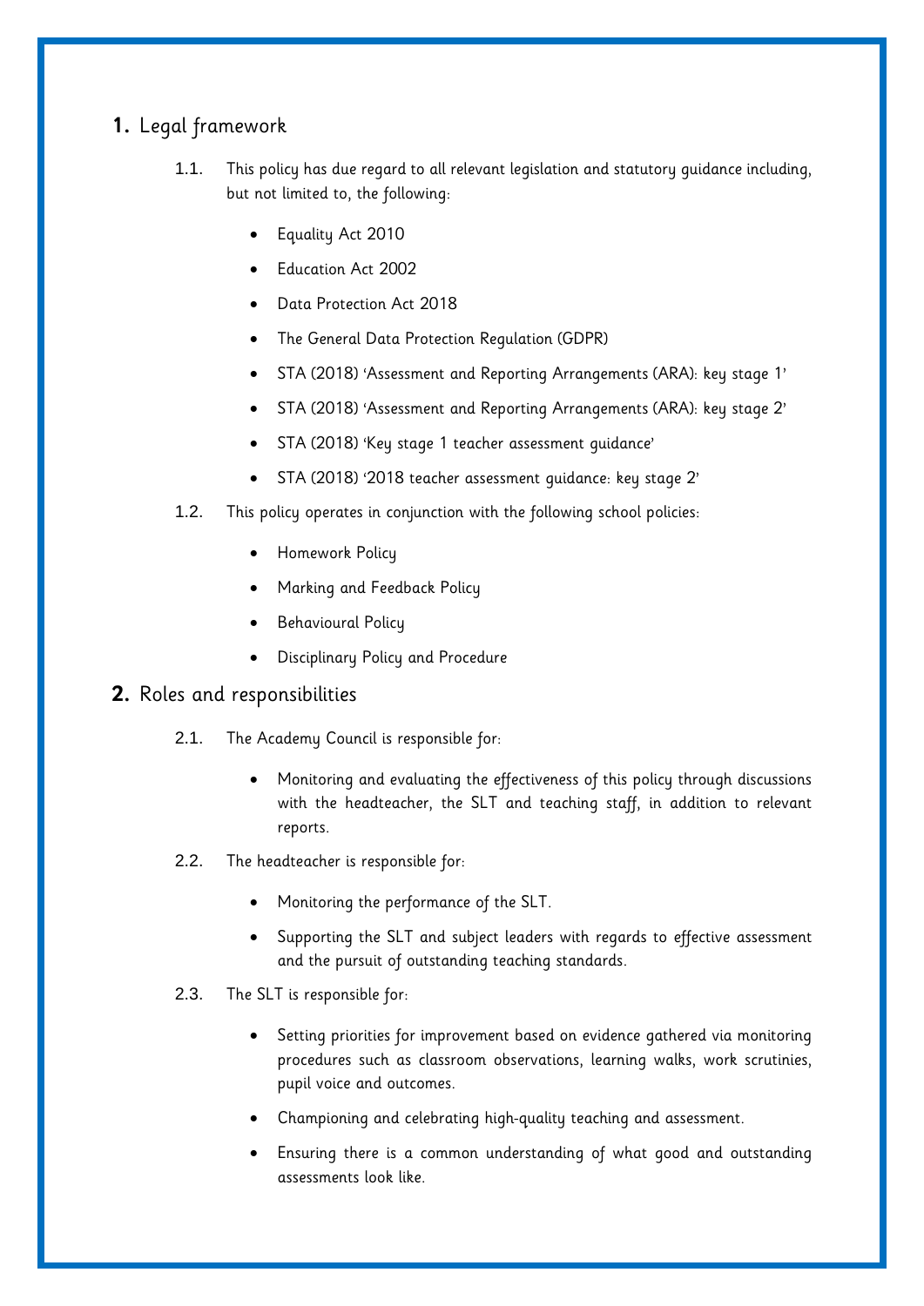## 1. Legal framework

1.1. This policy has due regard to all relevant legislation and statutory guidance including, but not limited to, the following:

- Equality Act 2010
- Education Act 2002
- Data Protection Act 2018
- The General Data Protection Regulation (GDPR)
- STA (2018) 'Assessment and Reporting Arrangements (ARA): key stage 1'
- STA (2018) 'Assessment and Reporting Arrangements (ARA): key stage 2'
- STA (2018) 'Key stage 1 teacher assessment guidance'
- STA (2018) '2018 teacher assessment guidance: key stage 2'

1.2. This policy operates in conjunction with the following school policies:

- Homework Policy
- Marking and Feedback Policy
- Behavioural Policy
- Disciplinary Policy and Procedure

## 2. Roles and responsibilities

2.1. The Academy Council is responsible for:

- Monitoring and evaluating the effectiveness of this policy through discussions with the headteacher, the SLT and teaching staff, in addition to relevant reports.

2.2. The headteacher is responsible for:

- Monitoring the performance of the SLT.
- Supporting the SLT and subject leaders with regards to effective assessment and the pursuit of outstanding teaching standards.

2.3. The SLT is responsible for:

- Setting priorities for improvement based on evidence gathered via monitoring procedures such as classroom observations, learning walks, work scrutinies, pupil voice and outcomes.
- Championing and celebrating high-quality teaching and assessment.
- Ensuring there is a common understanding of what good and outstanding assessments look like.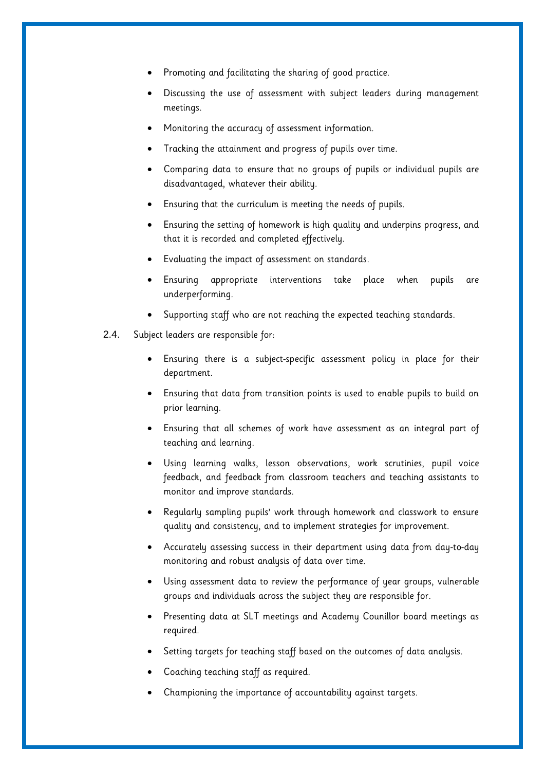- Promoting and facilitating the sharing of good practice.
- Discussing the use of assessment with subject leaders during management meetings.
- Monitoring the accuracy of assessment information.
- Tracking the attainment and progress of pupils over time.
- Comparing data to ensure that no groups of pupils or individual pupils are disadvantaged, whatever their ability.
- Ensuring that the curriculum is meeting the needs of pupils.
- Ensuring the setting of homework is high quality and underpins progress, and that it is recorded and completed effectively.
- Evaluating the impact of assessment on standards.
- Ensuring appropriate interventions take place when pupils are underperforming.
- Supporting staff who are not reaching the expected teaching standards.

2.4. Subject leaders are responsible for:

- Ensuring there is a subject-specific assessment policy in place for their department.
- Ensuring that data from transition points is used to enable pupils to build on prior learning.
- Ensuring that all schemes of work have assessment as an integral part of teaching and learning.
- Using learning walks, lesson observations, work scrutinies, pupil voice feedback, and feedback from classroom teachers and teaching assistants to monitor and improve standards.
- Regularly sampling pupils' work through homework and classwork to ensure quality and consistency, and to implement strategies for improvement.
- Accurately assessing success in their department using data from day-to-day monitoring and robust analysis of data over time.
- Using assessment data to review the performance of year groups, vulnerable groups and individuals across the subject they are responsible for.
- Presenting data at SLT meetings and Academy Counillor board meetings as required.
- Setting targets for teaching staff based on the outcomes of data analysis.
- Coaching teaching staff as required.
- Championing the importance of accountability against targets.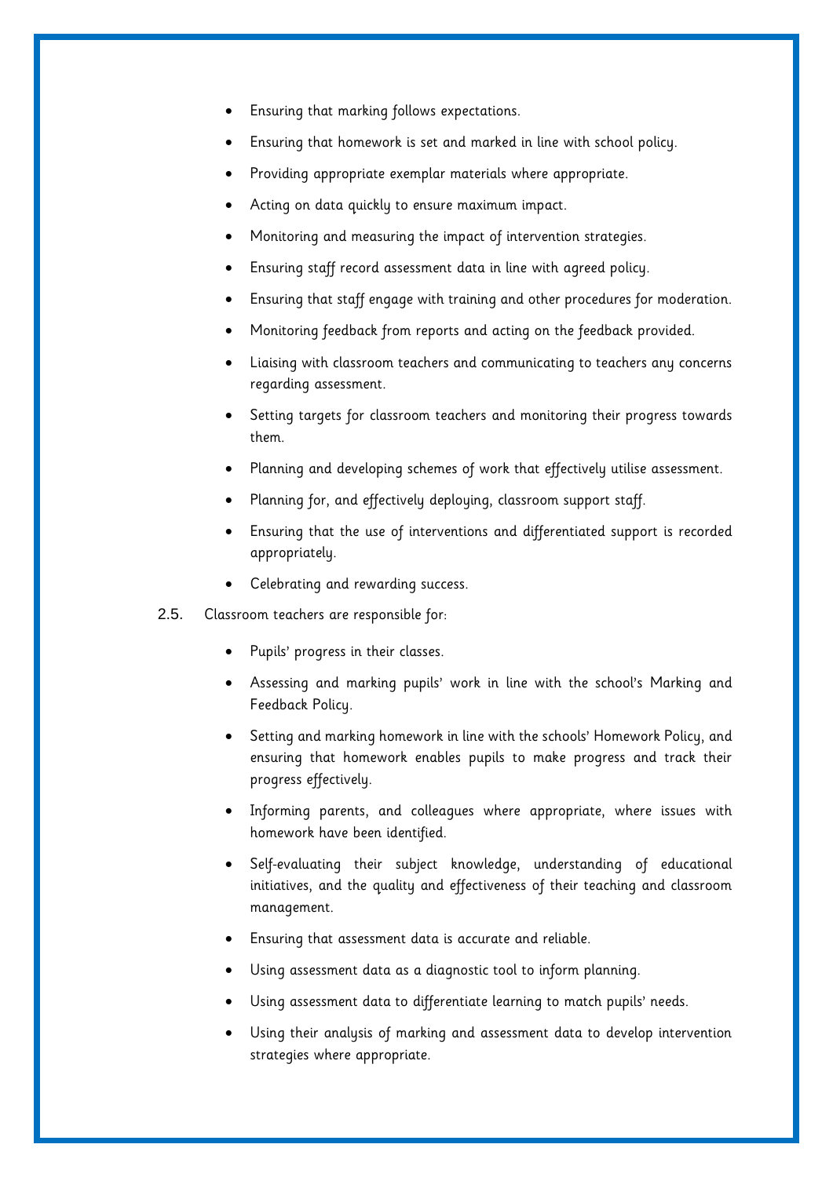- Ensuring that marking follows expectations.
- Ensuring that homework is set and marked in line with school policy.
- Providing appropriate exemplar materials where appropriate.
- Acting on data quickly to ensure maximum impact.
- Monitoring and measuring the impact of intervention strategies.
- Ensuring staff record assessment data in line with agreed policy.
- Ensuring that staff engage with training and other procedures for moderation.
- Monitoring feedback from reports and acting on the feedback provided.
- Liaising with classroom teachers and communicating to teachers any concerns regarding assessment.
- Setting targets for classroom teachers and monitoring their progress towards them.
- Planning and developing schemes of work that effectively utilise assessment.
- Planning for, and effectively deploying, classroom support staff.
- Ensuring that the use of interventions and differentiated support is recorded appropriately.
- Celebrating and rewarding success.

2.5. Classroom teachers are responsible for:

- Pupils' progress in their classes.
- Assessing and marking pupils' work in line with the school's Marking and Feedback Policy.
- Setting and marking homework in line with the schools' Homework Policy, and ensuring that homework enables pupils to make progress and track their progress effectively.
- Informing parents, and colleagues where appropriate, where issues with homework have been identified.
- Self-evaluating their subject knowledge, understanding of educational initiatives, and the quality and effectiveness of their teaching and classroom management.
- Ensuring that assessment data is accurate and reliable.
- Using assessment data as a diagnostic tool to inform planning.
- Using assessment data to differentiate learning to match pupils' needs.
- Using their analysis of marking and assessment data to develop intervention strategies where appropriate.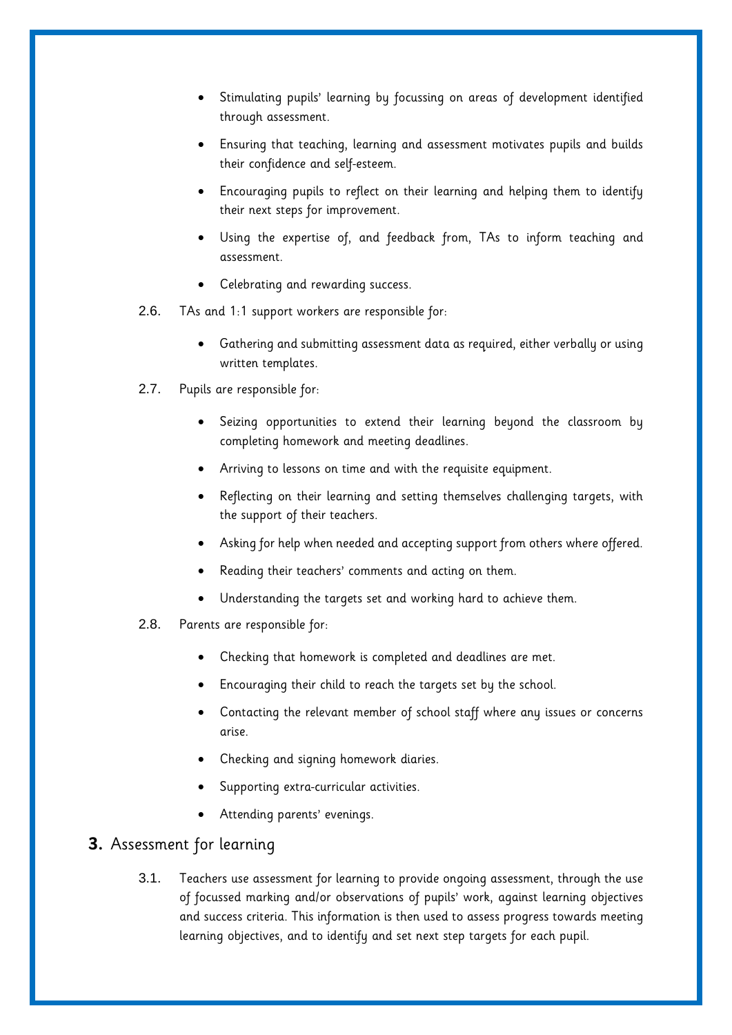- Stimulating pupils' learning by focussing on areas of development identified through assessment.
- Ensuring that teaching, learning and assessment motivates pupils and builds their confidence and self-esteem.
- Encouraging pupils to reflect on their learning and helping them to identify their next steps for improvement.
- Using the expertise of, and feedback from, TAs to inform teaching and assessment.
- Celebrating and rewarding success.

2.6. TAs and 1:1 support workers are responsible for:

- Gathering and submitting assessment data as required, either verbally or using written templates.

2.7. Pupils are responsible for:

- Seizing opportunities to extend their learning beyond the classroom by completing homework and meeting deadlines.
- Arriving to lessons on time and with the requisite equipment.
- Reflecting on their learning and setting themselves challenging targets, with the support of their teachers.
- Asking for help when needed and accepting support from others where offered.
- Reading their teachers' comments and acting on them.
- Understanding the targets set and working hard to achieve them.

2.8. Parents are responsible for:

- Checking that homework is completed and deadlines are met.
- Encouraging their child to reach the targets set by the school.
- Contacting the relevant member of school staff where any issues or concerns arise.
- Checking and signing homework diaries.
- Supporting extra-curricular activities.
- Attending parents' evenings.

## 3. Assessment for learning

3.1. Teachers use assessment for learning to provide ongoing assessment, through the use of focussed marking and/or observations of pupils' work, against learning objectives and success criteria. This information is then used to assess progress towards meeting learning objectives, and to identify and set next step targets for each pupil.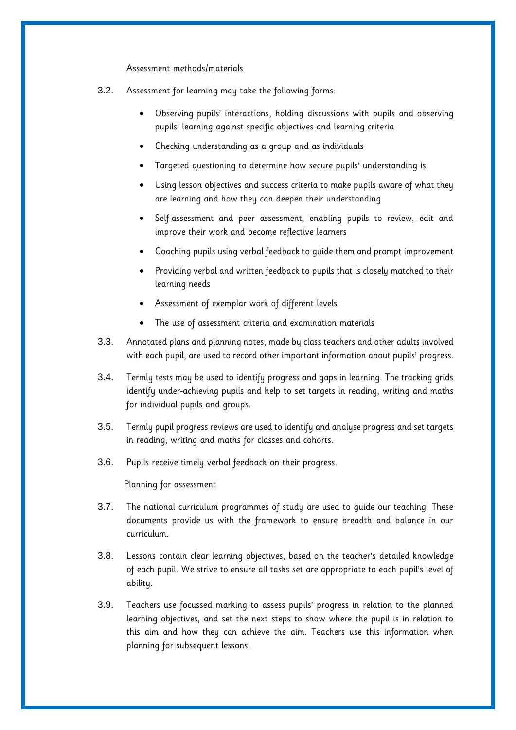### Assessment methods/materials

3.2. Assessment for learning may take the following forms:

- Observing pupils' interactions, holding discussions with pupils and observing pupils' learning against specific objectives and learning criteria
- Checking understanding as a group and as individuals
- Targeted questioning to determine how secure pupils' understanding is
- Using lesson objectives and success criteria to make pupils aware of what they are learning and how they can deepen their understanding
- Self-assessment and peer assessment, enabling pupils to review, edit and improve their work and become reflective learners
- Coaching pupils using verbal feedback to guide them and prompt improvement
- Providing verbal and written feedback to pupils that is closely matched to their learning needs
- Assessment of exemplar work of different levels
- The use of assessment criteria and examination materials

3.3. Annotated plans and planning notes, made by class teachers and other adults involved with each pupil, are used to record other important information about pupils' progress.

3.4. Termly tests may be used to identify progress and gaps in learning. The tracking grids identify under-achieving pupils and help to set targets in reading, writing and maths for individual pupils and groups.

3.5. Termly pupil progress reviews are used to identify and analyse progress and set targets in reading, writing and maths for classes and cohorts.

3.6. Pupils receive timely verbal feedback on their progress.

### Planning for assessment

3.7. The national curriculum programmes of study are used to guide our teaching. These documents provide us with the framework to ensure breadth and balance in our curriculum.

3.8. Lessons contain clear learning objectives, based on the teacher's detailed knowledge of each pupil. We strive to ensure all tasks set are appropriate to each pupil's level of ability.

3.9. Teachers use focussed marking to assess pupils' progress in relation to the planned learning objectives, and set the next steps to show where the pupil is in relation to this aim and how they can achieve the aim. Teachers use this information when planning for subsequent lessons.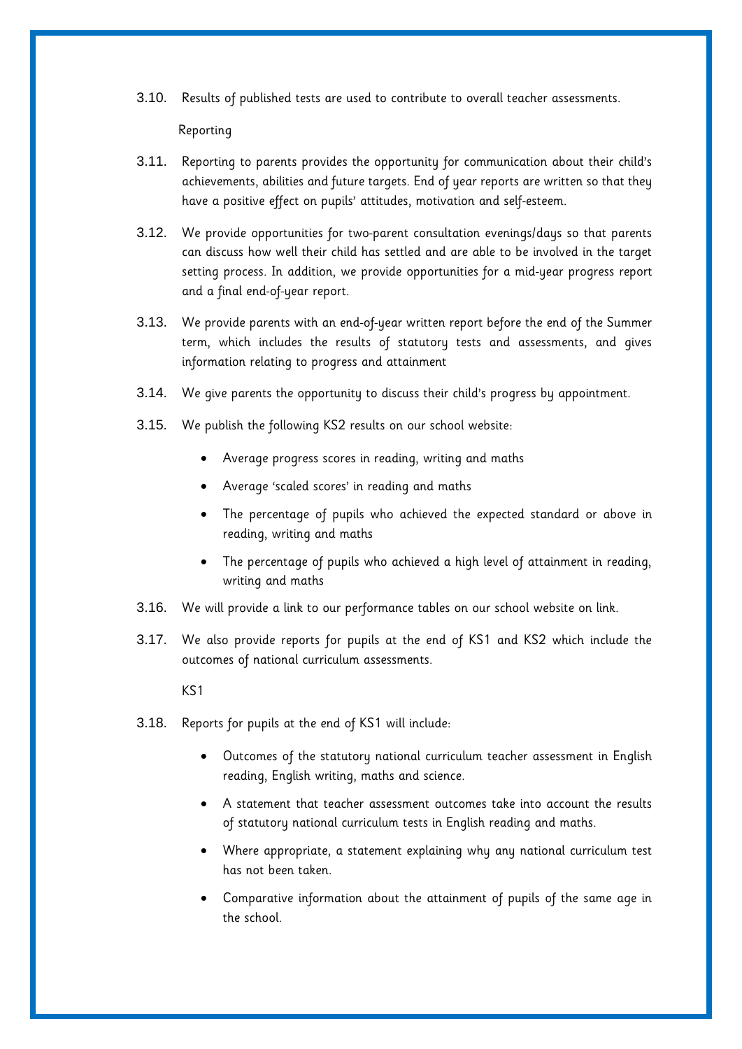3.10. Results of published tests are used to contribute to overall teacher assessments.

Reporting

3.11. Reporting to parents provides the opportunity for communication about their child's achievements, abilities and future targets. End of year reports are written so that they have a positive effect on pupils' attitudes, motivation and self-esteem.

3.12. We provide opportunities for two-parent consultation evenings/days so that parents can discuss how well their child has settled and are able to be involved in the target setting process. In addition, we provide opportunities for a mid-year progress report and a final end-of-year report.

3.13. We provide parents with an end-of-year written report before the end of the Summer term, which includes the results of statutory tests and assessments, and gives information relating to progress and attainment

3.14. We give parents the opportunity to discuss their child's progress by appointment.

3.15. We publish the following KS2 results on our school website:

- Average progress scores in reading, writing and maths
- Average 'scaled scores' in reading and maths
- The percentage of pupils who achieved the expected standard or above in reading, writing and maths
- The percentage of pupils who achieved a high level of attainment in reading, writing and maths

3.16. We will provide a link to our performance tables on our school website on link.

3.17. We also provide reports for pupils at the end of KS1 and KS2 which include the outcomes of national curriculum assessments.

KS1

3.18. Reports for pupils at the end of KS1 will include:

- Outcomes of the statutory national curriculum teacher assessment in English reading, English writing, maths and science.
- A statement that teacher assessment outcomes take into account the results of statutory national curriculum tests in English reading and maths.
- Where appropriate, a statement explaining why any national curriculum test has not been taken.
- Comparative information about the attainment of pupils of the same age in the school.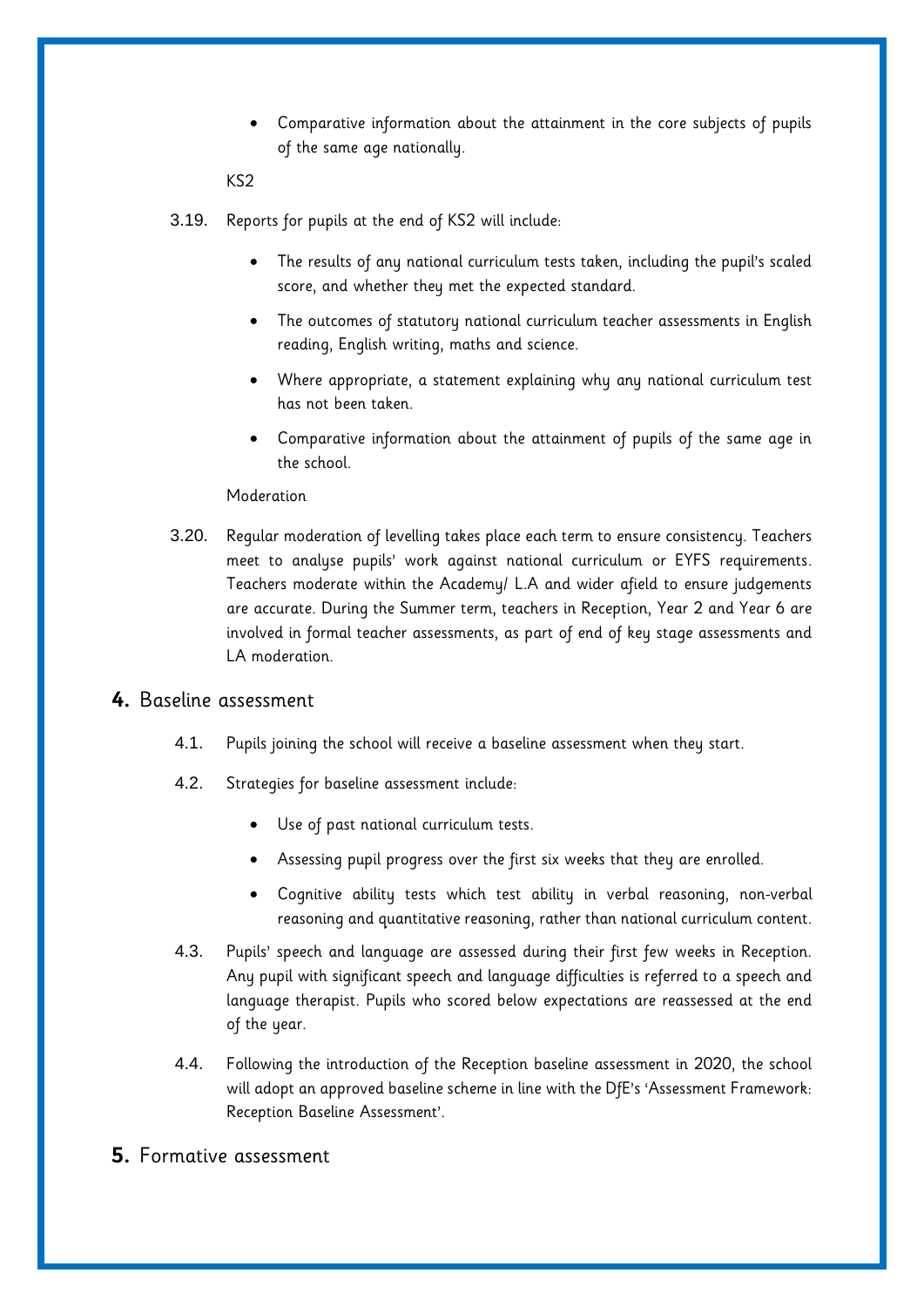- Comparative information about the attainment in the core subjects of pupils of the same age nationally.

KS2

3.19. Reports for pupils at the end of KS2 will include:

- The results of any national curriculum tests taken, including the pupil's scaled score, and whether they met the expected standard.
- The outcomes of statutory national curriculum teacher assessments in English reading, English writing, maths and science.
- Where appropriate, a statement explaining why any national curriculum test has not been taken.
- Comparative information about the attainment of pupils of the same age in the school.

Moderation

3.20. Regular moderation of levelling takes place each term to ensure consistency. Teachers meet to analyse pupils' work against national curriculum or EYFS requirements. Teachers moderate within the Academy/ L.A and wider afield to ensure judgements are accurate. During the Summer term, teachers in Reception, Year 2 and Year 6 are involved in formal teacher assessments, as part of end of key stage assessments and LA moderation.

## 4. Baseline assessment

4.1. Pupils joining the school will receive a baseline assessment when they start.

4.2. Strategies for baseline assessment include:

- Use of past national curriculum tests.
- Assessing pupil progress over the first six weeks that they are enrolled.
- Cognitive ability tests which test ability in verbal reasoning, non-verbal reasoning and quantitative reasoning, rather than national curriculum content.

4.3. Pupils' speech and language are assessed during their first few weeks in Reception. Any pupil with significant speech and language difficulties is referred to a speech and language therapist. Pupils who scored below expectations are reassessed at the end of the year.

4.4. Following the introduction of the Reception baseline assessment in 2020, the school will adopt an approved baseline scheme in line with the DfE's 'Assessment Framework: Reception Baseline Assessment'.

## 5. Formative assessment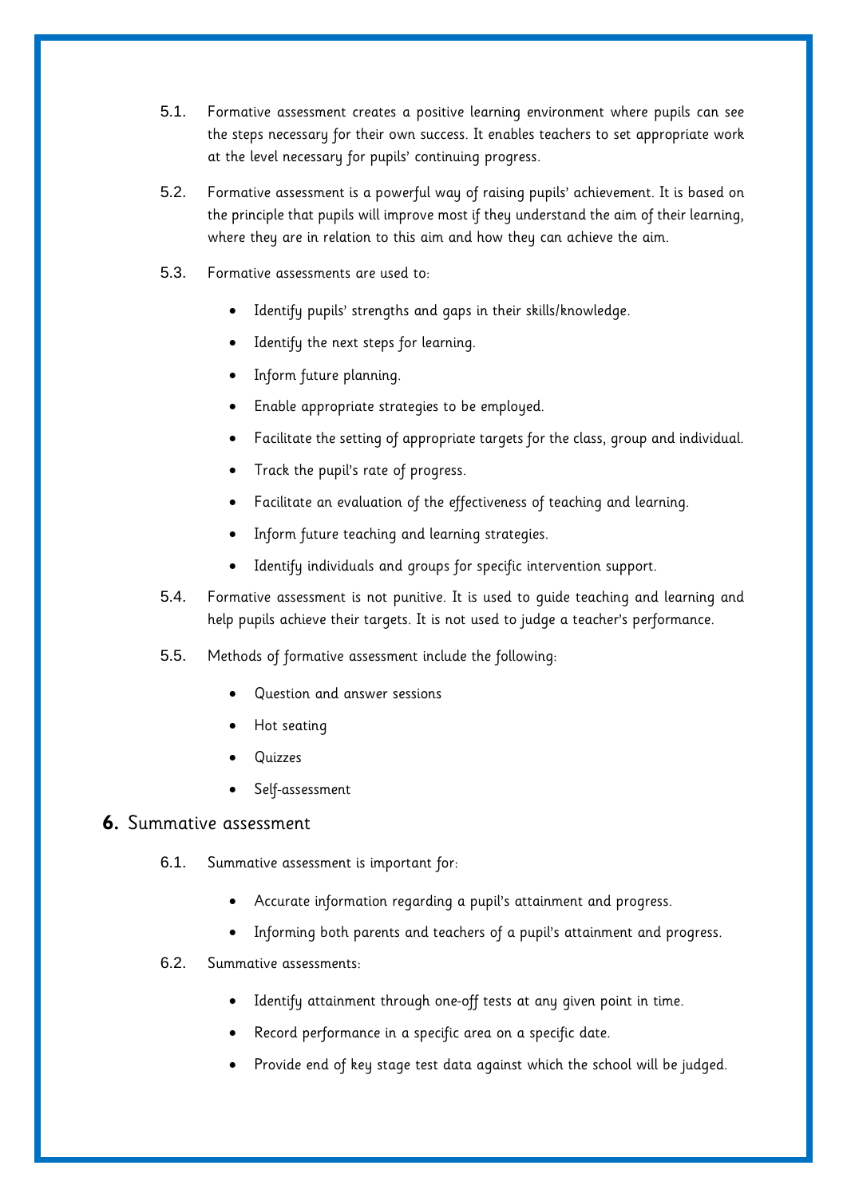5.1. Formative assessment creates a positive learning environment where pupils can see the steps necessary for their own success. It enables teachers to set appropriate work at the level necessary for pupils' continuing progress.

5.2. Formative assessment is a powerful way of raising pupils' achievement. It is based on the principle that pupils will improve most if they understand the aim of their learning, where they are in relation to this aim and how they can achieve the aim.

5.3. Formative assessments are used to:

- Identify pupils' strengths and gaps in their skills/knowledge.
- Identify the next steps for learning.
- Inform future planning.
- Enable appropriate strategies to be employed.
- Facilitate the setting of appropriate targets for the class, group and individual.
- Track the pupil's rate of progress.
- Facilitate an evaluation of the effectiveness of teaching and learning.
- Inform future teaching and learning strategies.
- Identify individuals and groups for specific intervention support.

5.4. Formative assessment is not punitive. It is used to guide teaching and learning and help pupils achieve their targets. It is not used to judge a teacher's performance.

5.5. Methods of formative assessment include the following:

- Question and answer sessions
- Hot seating
- Quizzes
- Self-assessment

## 6. Summative assessment

6.1. Summative assessment is important for:

- Accurate information regarding a pupil's attainment and progress.
- Informing both parents and teachers of a pupil's attainment and progress.

6.2. Summative assessments:

- Identify attainment through one-off tests at any given point in time.
- Record performance in a specific area on a specific date.
- Provide end of key stage test data against which the school will be judged.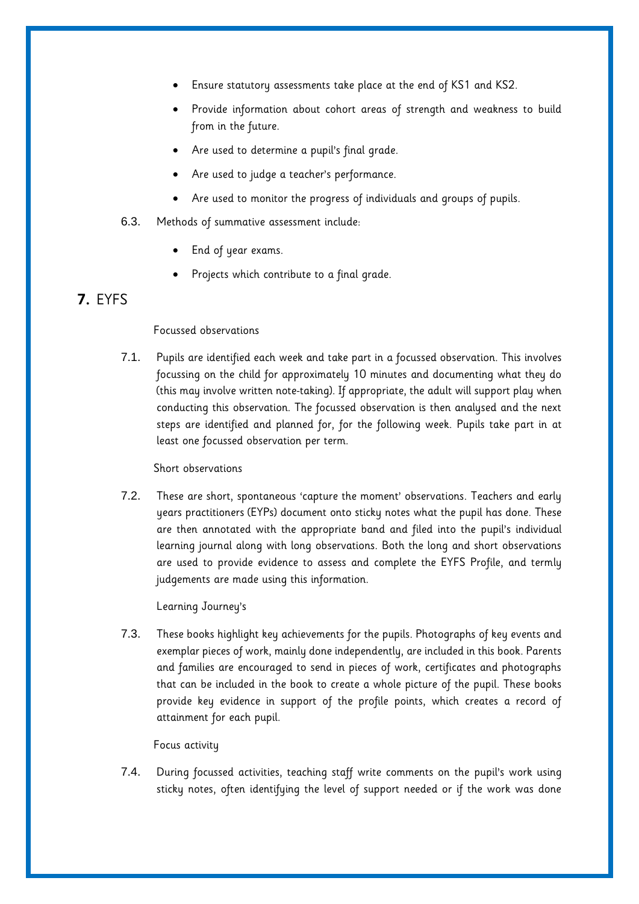- Ensure statutory assessments take place at the end of KS1 and KS2.
- Provide information about cohort areas of strength and weakness to build from in the future.
- Are used to determine a pupil's final grade.
- Are used to judge a teacher's performance.
- Are used to monitor the progress of individuals and groups of pupils.

6.3. Methods of summative assessment include:

- End of year exams.
- Projects which contribute to a final grade.

## 7. EYFS

Focussed observations

7.1. Pupils are identified each week and take part in a focussed observation. This involves focussing on the child for approximately 10 minutes and documenting what they do (this may involve written note-taking). If appropriate, the adult will support play when conducting this observation. The focussed observation is then analysed and the next steps are identified and planned for, for the following week. Pupils take part in at least one focussed observation per term.

Short observations

7.2. These are short, spontaneous 'capture the moment' observations. Teachers and early years practitioners (EYPs) document onto sticky notes what the pupil has done. These are then annotated with the appropriate band and filed into the pupil's individual learning journal along with long observations. Both the long and short observations are used to provide evidence to assess and complete the EYFS Profile, and termly judgements are made using this information.

Learning Journey's

7.3. These books highlight key achievements for the pupils. Photographs of key events and exemplar pieces of work, mainly done independently, are included in this book. Parents and families are encouraged to send in pieces of work, certificates and photographs that can be included in the book to create a whole picture of the pupil. These books provide key evidence in support of the profile points, which creates a record of attainment for each pupil.

Focus activity

7.4. During focussed activities, teaching staff write comments on the pupil's work using sticky notes, often identifying the level of support needed or if the work was done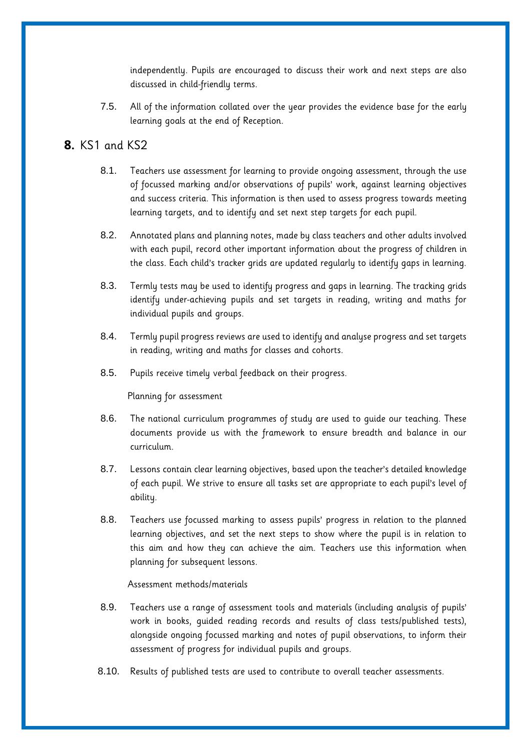independently. Pupils are encouraged to discuss their work and next steps are also discussed in child-friendly terms.

7.5. All of the information collated over the year provides the evidence base for the early learning goals at the end of Reception.

## 8. KS1 and KS2

8.1. Teachers use assessment for learning to provide ongoing assessment, through the use of focussed marking and/or observations of pupils' work, against learning objectives and success criteria. This information is then used to assess progress towards meeting learning targets, and to identify and set next step targets for each pupil.

8.2. Annotated plans and planning notes, made by class teachers and other adults involved with each pupil, record other important information about the progress of children in the class. Each child's tracker grids are updated regularly to identify gaps in learning.

8.3. Termly tests may be used to identify progress and gaps in learning. The tracking grids identify under-achieving pupils and set targets in reading, writing and maths for individual pupils and groups.

8.4. Termly pupil progress reviews are used to identify and analyse progress and set targets in reading, writing and maths for classes and cohorts.

8.5. Pupils receive timely verbal feedback on their progress.

Planning for assessment

8.6. The national curriculum programmes of study are used to guide our teaching. These documents provide us with the framework to ensure breadth and balance in our curriculum.

8.7. Lessons contain clear learning objectives, based upon the teacher's detailed knowledge of each pupil. We strive to ensure all tasks set are appropriate to each pupil's level of ability.

8.8. Teachers use focussed marking to assess pupils' progress in relation to the planned learning objectives, and set the next steps to show where the pupil is in relation to this aim and how they can achieve the aim. Teachers use this information when planning for subsequent lessons.

Assessment methods/materials

8.9. Teachers use a range of assessment tools and materials (including analysis of pupils' work in books, guided reading records and results of class tests/published tests), alongside ongoing focussed marking and notes of pupil observations, to inform their assessment of progress for individual pupils and groups.

8.10. Results of published tests are used to contribute to overall teacher assessments.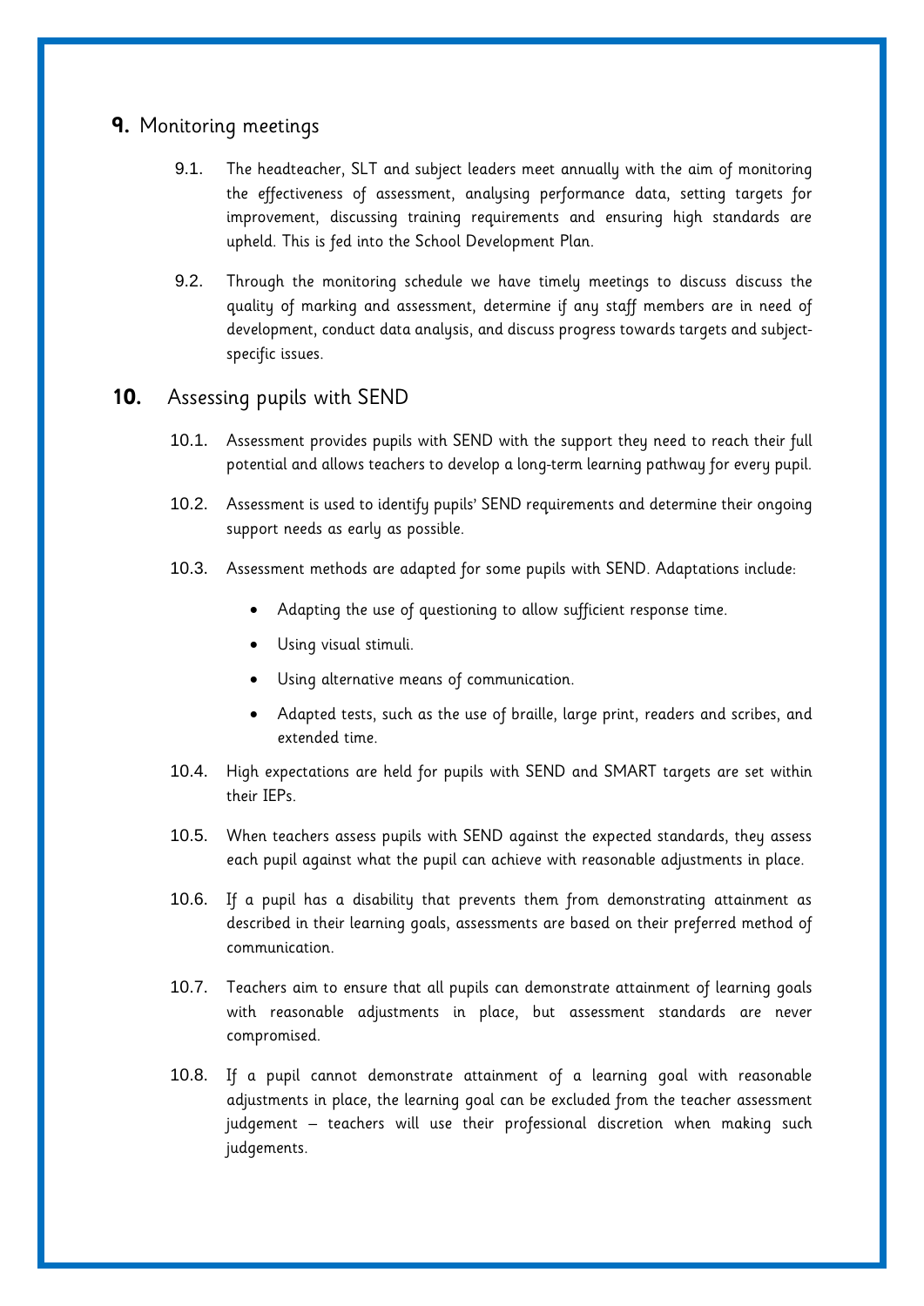## 9. Monitoring meetings

9.1. The headteacher, SLT and subject leaders meet annually with the aim of monitoring the effectiveness of assessment, analysing performance data, setting targets for improvement, discussing training requirements and ensuring high standards are upheld. This is fed into the School Development Plan.

9.2. Through the monitoring schedule we have timely meetings to discuss discuss the quality of marking and assessment, determine if any staff members are in need of development, conduct data analysis, and discuss progress towards targets and subject-specific issues.

## 10. Assessing pupils with SEND

10.1. Assessment provides pupils with SEND with the support they need to reach their full potential and allows teachers to develop a long-term learning pathway for every pupil.

10.2. Assessment is used to identify pupils' SEND requirements and determine their ongoing support needs as early as possible.

10.3. Assessment methods are adapted for some pupils with SEND. Adaptations include:

- Adapting the use of questioning to allow sufficient response time.
- Using visual stimuli.
- Using alternative means of communication.
- Adapted tests, such as the use of braille, large print, readers and scribes, and extended time.

10.4. High expectations are held for pupils with SEND and SMART targets are set within their IEPs.

10.5. When teachers assess pupils with SEND against the expected standards, they assess each pupil against what the pupil can achieve with reasonable adjustments in place.

10.6. If a pupil has a disability that prevents them from demonstrating attainment as described in their learning goals, assessments are based on their preferred method of communication.

10.7. Teachers aim to ensure that all pupils can demonstrate attainment of learning goals with reasonable adjustments in place, but assessment standards are never compromised.

10.8. If a pupil cannot demonstrate attainment of a learning goal with reasonable adjustments in place, the learning goal can be excluded from the teacher assessment judgement – teachers will use their professional discretion when making such judgements.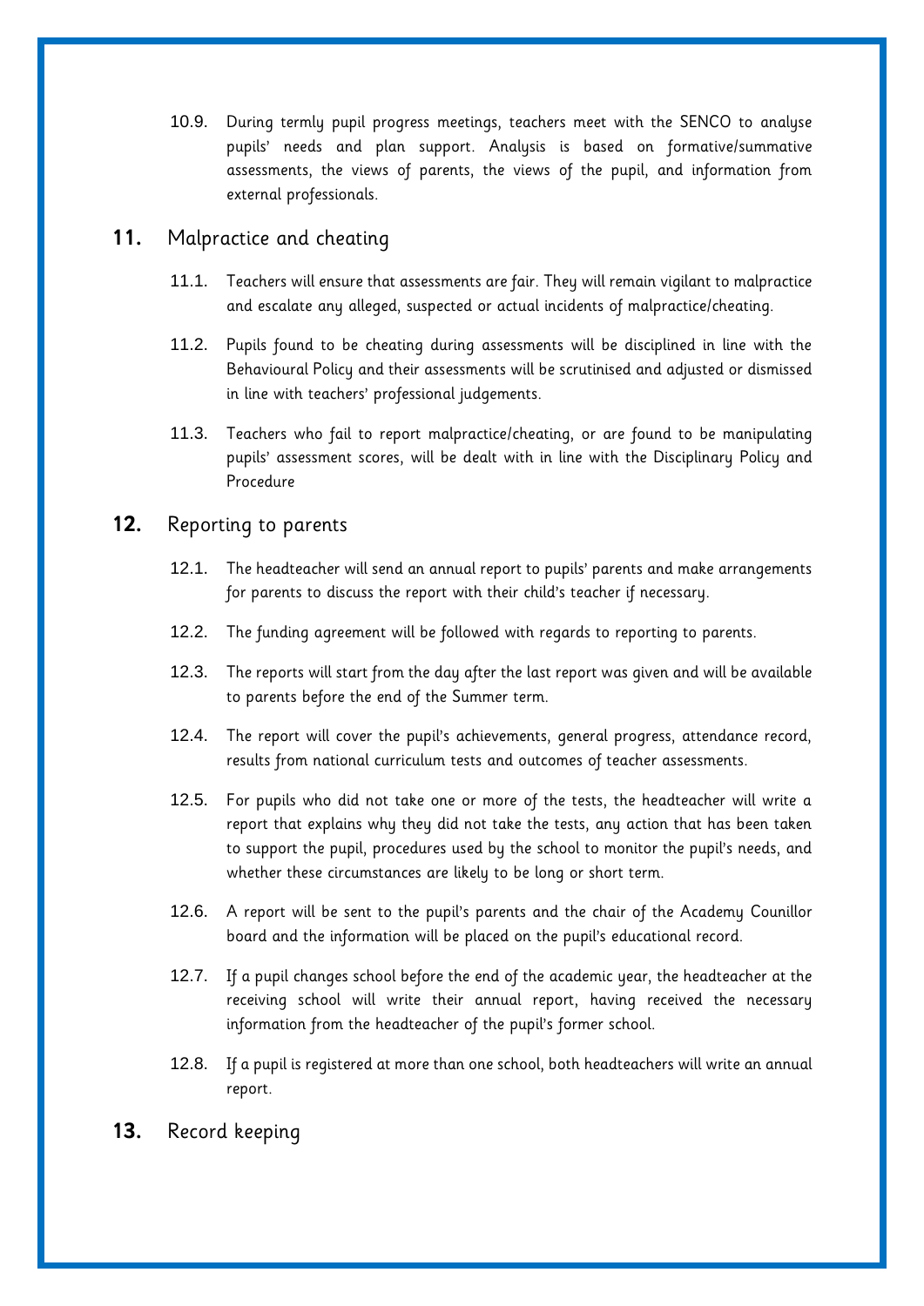10.9. During termly pupil progress meetings, teachers meet with the SENCO to analyse pupils' needs and plan support. Analysis is based on formative/summative assessments, the views of parents, the views of the pupil, and information from external professionals.

## 11. Malpractice and cheating

11.1. Teachers will ensure that assessments are fair. They will remain vigilant to malpractice and escalate any alleged, suspected or actual incidents of malpractice/cheating.

11.2. Pupils found to be cheating during assessments will be disciplined in line with the Behavioural Policy and their assessments will be scrutinised and adjusted or dismissed in line with teachers' professional judgements.

11.3. Teachers who fail to report malpractice/cheating, or are found to be manipulating pupils' assessment scores, will be dealt with in line with the Disciplinary Policy and Procedure

## 12. Reporting to parents

12.1. The headteacher will send an annual report to pupils' parents and make arrangements for parents to discuss the report with their child's teacher if necessary.

12.2. The funding agreement will be followed with regards to reporting to parents.

12.3. The reports will start from the day after the last report was given and will be available to parents before the end of the Summer term.

12.4. The report will cover the pupil's achievements, general progress, attendance record, results from national curriculum tests and outcomes of teacher assessments.

12.5. For pupils who did not take one or more of the tests, the headteacher will write a report that explains why they did not take the tests, any action that has been taken to support the pupil, procedures used by the school to monitor the pupil's needs, and whether these circumstances are likely to be long or short term.

12.6. A report will be sent to the pupil's parents and the chair of the Academy Counillor board and the information will be placed on the pupil's educational record.

12.7. If a pupil changes school before the end of the academic year, the headteacher at the receiving school will write their annual report, having received the necessary information from the headteacher of the pupil's former school.

12.8. If a pupil is registered at more than one school, both headteachers will write an annual report.

## 13. Record keeping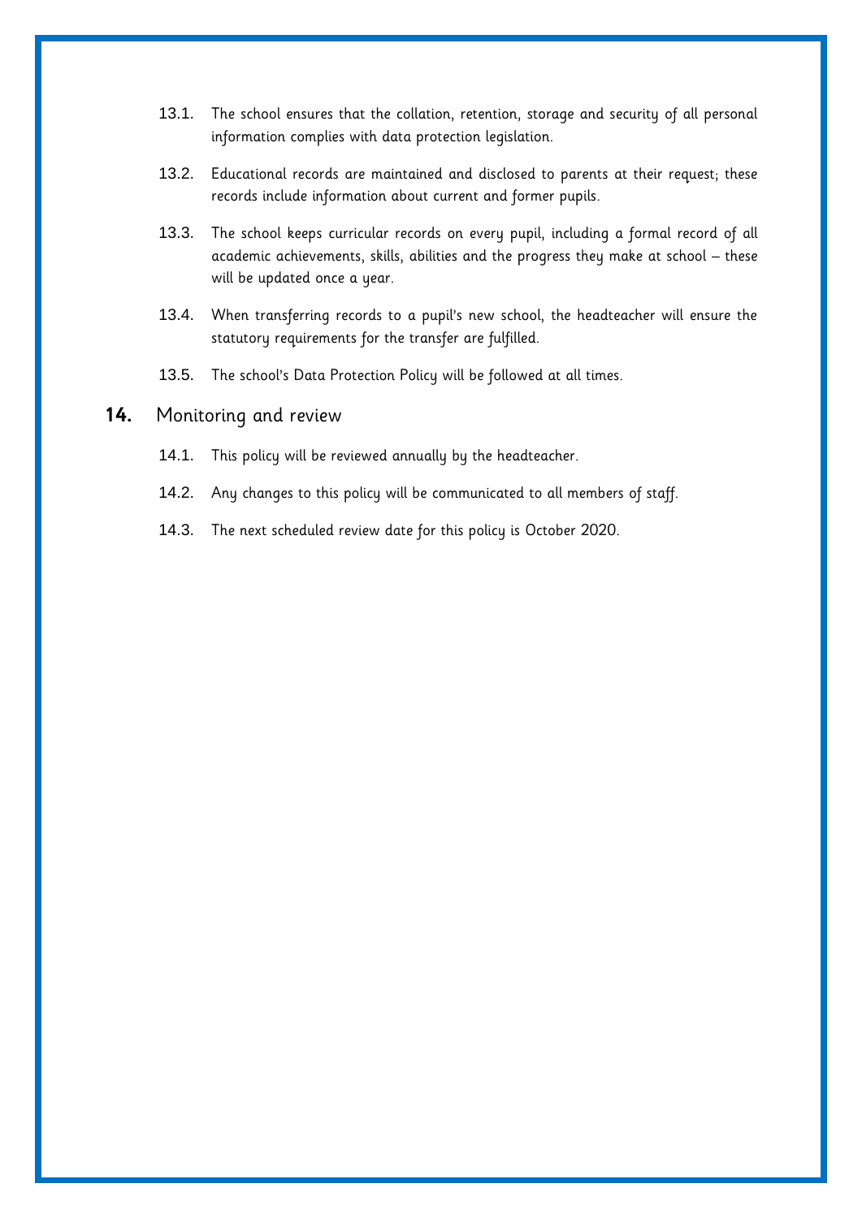13.1. The school ensures that the collation, retention, storage and security of all personal information complies with data protection legislation.

13.2. Educational records are maintained and disclosed to parents at their request; these records include information about current and former pupils.

13.3. The school keeps curricular records on every pupil, including a formal record of all academic achievements, skills, abilities and the progress they make at school – these will be updated once a year.

13.4. When transferring records to a pupil's new school, the headteacher will ensure the statutory requirements for the transfer are fulfilled.

13.5. The school's Data Protection Policy will be followed at all times.

## 14. Monitoring and review

14.1. This policy will be reviewed annually by the headteacher.

14.2. Any changes to this policy will be communicated to all members of staff.

14.3. The next scheduled review date for this policy is October 2020.